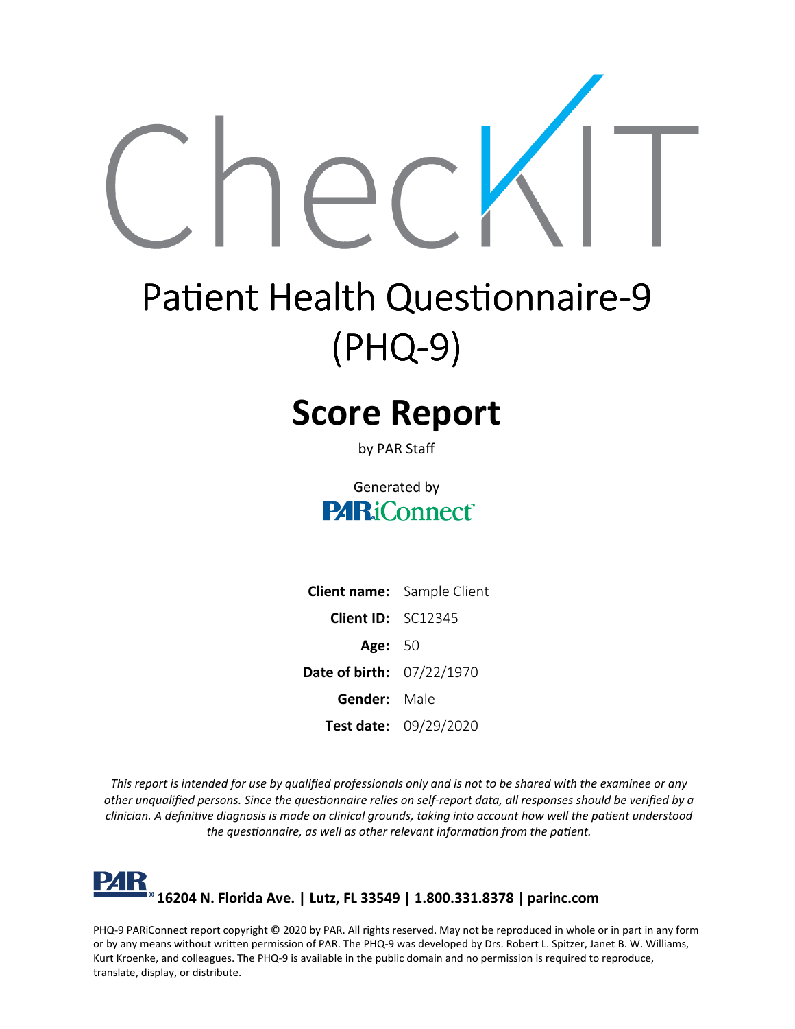# CheckIT

# Patient Health Questionnaire-9 (PHQ-9)

## Score Report

by PAR Staff

Generated by

PARiConnect

**Client name:** Sample Client

**Client ID:** SC12345

**Age:** 50

**Date of birth:** 07/22/1970

**Gender:** Male

**Test date:** 09/29/2020

*This report is intended for use by qualified professionals only and is not to be shared with the examinee or any other unqualified persons. Since the questionnaire relies on self-report data, all responses should be verified by a clinician. A definitive diagnosis is made on clinical grounds, taking into account how well the patient understood the questionnaire, as well as other relevant information from the patient.*

**PAR® 16204 N. Florida Ave. | Lutz, FL 33549 | 1.800.331.8378 | parinc.com**

PHQ-9 PARiConnect report copyright © 2020 by PAR. All rights reserved. May not be reproduced in whole or in part in any form or by any means without written permission of PAR. The PHQ-9 was developed by Drs. Robert L. Spitzer, Janet B. W. Williams, Kurt Kroenke, and colleagues. The PHQ-9 is available in the public domain and no permission is required to reproduce, translate, display, or distribute.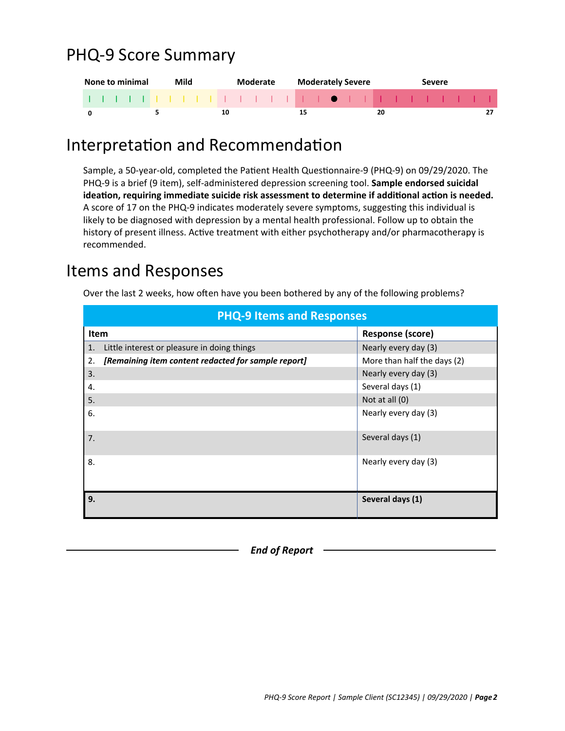# PHQ-9 Score Summary

None to minimal
Mild
Moderate
Moderately Severe
Severe

0
5
10
15
20
27

# Interpretation and Recommendation

Sample, a 50-year-old, completed the Patient Health Questionnaire-9 (PHQ-9) on 09/29/2020. The PHQ-9 is a brief (9 item), self-administered depression screening tool. **Sample endorsed suicidal ideation, requiring immediate suicide risk assessment to determine if additional action is needed.** A score of 17 on the PHQ-9 indicates moderately severe symptoms, suggesting this individual is likely to be diagnosed with depression by a mental health professional. Follow up to obtain the history of present illness. Active treatment with either psychotherapy and/or pharmacotherapy is recommended.

# Items and Responses

Over the last 2 weeks, how often have you been bothered by any of the following problems?

**PHQ-9 Items and Responses**

| Item | Response (score) |
|---|---|
| 1. Little interest or pleasure in doing things | Nearly every day (3) |
| 2. ***[Remaining item content redacted for sample report]*** | More than half the days (2) |
| 3. | Nearly every day (3) |
| 4. | Several days (1) |
| 5. | Not at all (0) |
| 6. | Nearly every day (3) |
| 7. | Several days (1) |
| 8. | Nearly every day (3) |
| **9.** | **Several days (1)** |

***End of Report***